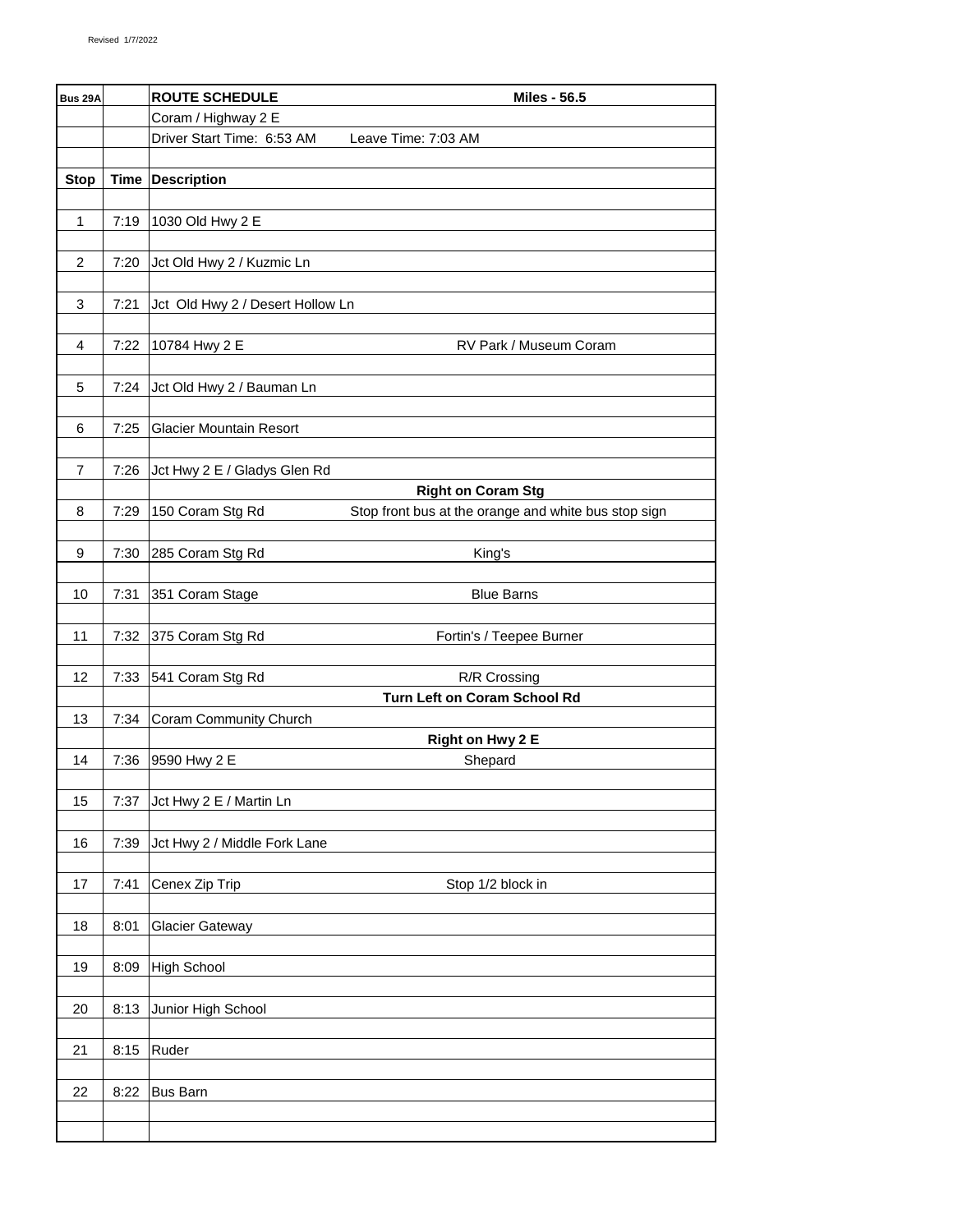Revised 1/7/2022

| Bus 29A | | ROUTE SCHEDULE | Miles - 56.5 |
|---|---|---|---|
| | | Coram / Highway 2 E | |
| | | Driver Start Time: 6:53 AM | Leave Time: 7:03 AM |
| | | | |
| **Stop** | **Time** | **Description** | |
| | | | |
| 1 | 7:19 | 1030 Old Hwy 2 E | |
| | | | |
| 2 | 7:20 | Jct Old Hwy 2 / Kuzmic Ln | |
| | | | |
| 3 | 7:21 | Jct Old Hwy 2 / Desert Hollow Ln | |
| | | | |
| 4 | 7:22 | 10784 Hwy 2 E | RV Park / Museum Coram |
| | | | |
| 5 | 7:24 | Jct Old Hwy 2 / Bauman Ln | |
| | | | |
| 6 | 7:25 | Glacier Mountain Resort | |
| | | | |
| 7 | 7:26 | Jct Hwy 2 E / Gladys Glen Rd | |
| | | | **Right on Coram Stg** |
| 8 | 7:29 | 150 Coram Stg Rd | Stop front bus at the orange and white bus stop sign |
| | | | |
| 9 | 7:30 | 285 Coram Stg Rd | King's |
| | | | |
| 10 | 7:31 | 351 Coram Stage | Blue Barns |
| | | | |
| 11 | 7:32 | 375 Coram Stg Rd | Fortin's / Teepee Burner |
| | | | |
| 12 | 7:33 | 541 Coram Stg Rd | R/R Crossing |
| | | | **Turn Left on Coram School Rd** |
| 13 | 7:34 | Coram Community Church | |
| | | | **Right on Hwy 2 E** |
| 14 | 7:36 | 9590 Hwy 2 E | Shepard |
| | | | |
| 15 | 7:37 | Jct Hwy 2 E / Martin Ln | |
| | | | |
| 16 | 7:39 | Jct Hwy 2 / Middle Fork Lane | |
| | | | |
| 17 | 7:41 | Cenex Zip Trip | Stop 1/2 block in |
| | | | |
| 18 | 8:01 | Glacier Gateway | |
| | | | |
| 19 | 8:09 | High School | |
| | | | |
| 20 | 8:13 | Junior High School | |
| | | | |
| 21 | 8:15 | Ruder | |
| | | | |
| 22 | 8:22 | Bus Barn | |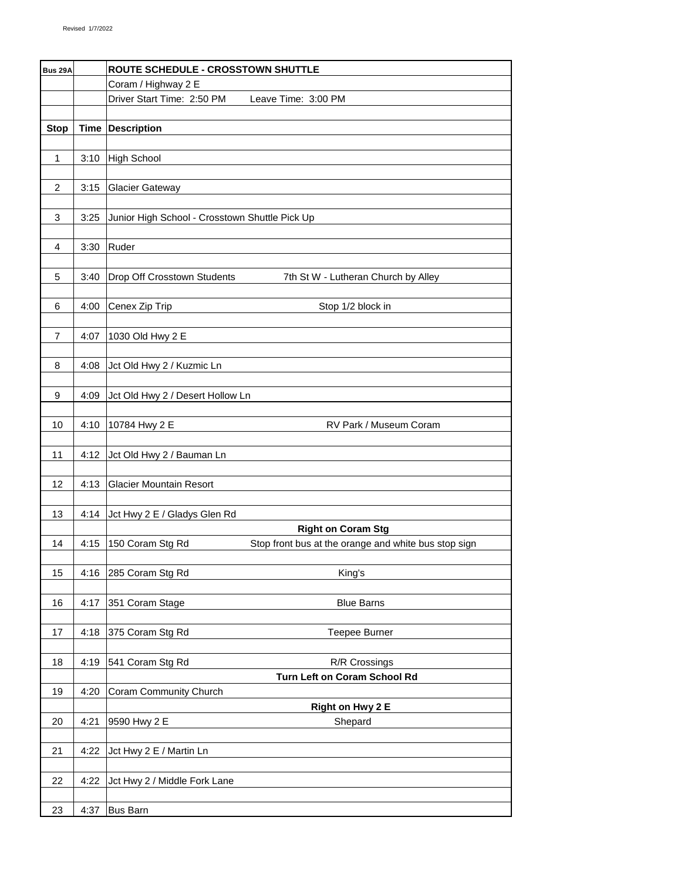Revised 1/7/2022

| Bus 29A | | ROUTE SCHEDULE - CROSSTOWN SHUTTLE | |
|---|---|---|---|
| | | Coram / Highway 2 E | |
| | | Driver Start Time: 2:50 PM | Leave Time: 3:00 PM |
| **Stop** | **Time** | **Description** | |
| 1 | 3:10 | High School | |
| 2 | 3:15 | Glacier Gateway | |
| 3 | 3:25 | Junior High School - Crosstown Shuttle Pick Up | |
| 4 | 3:30 | Ruder | |
| 5 | 3:40 | Drop Off Crosstown Students | 7th St W - Lutheran Church by Alley |
| 6 | 4:00 | Cenex Zip Trip | Stop 1/2 block in |
| 7 | 4:07 | 1030 Old Hwy 2 E | |
| 8 | 4:08 | Jct Old Hwy 2 / Kuzmic Ln | |
| 9 | 4:09 | Jct Old Hwy 2 / Desert Hollow Ln | |
| 10 | 4:10 | 10784 Hwy 2 E | RV Park / Museum Coram |
| 11 | 4:12 | Jct Old Hwy 2 / Bauman Ln | |
| 12 | 4:13 | Glacier Mountain Resort | |
| 13 | 4:14 | Jct Hwy 2 E / Gladys Glen Rd | |
| | | | **Right on Coram Stg** |
| 14 | 4:15 | 150 Coram Stg Rd | Stop front bus at the orange and white bus stop sign |
| 15 | 4:16 | 285 Coram Stg Rd | King's |
| 16 | 4:17 | 351 Coram Stage | Blue Barns |
| 17 | 4:18 | 375 Coram Stg Rd | Teepee Burner |
| 18 | 4:19 | 541 Coram Stg Rd | R/R Crossings |
| | | | **Turn Left on Coram School Rd** |
| 19 | 4:20 | Coram Community Church | |
| | | | **Right on Hwy 2 E** |
| 20 | 4:21 | 9590 Hwy 2 E | Shepard |
| 21 | 4:22 | Jct Hwy 2 E / Martin Ln | |
| 22 | 4:22 | Jct Hwy 2 / Middle Fork Lane | |
| 23 | 4:37 | Bus Barn | |